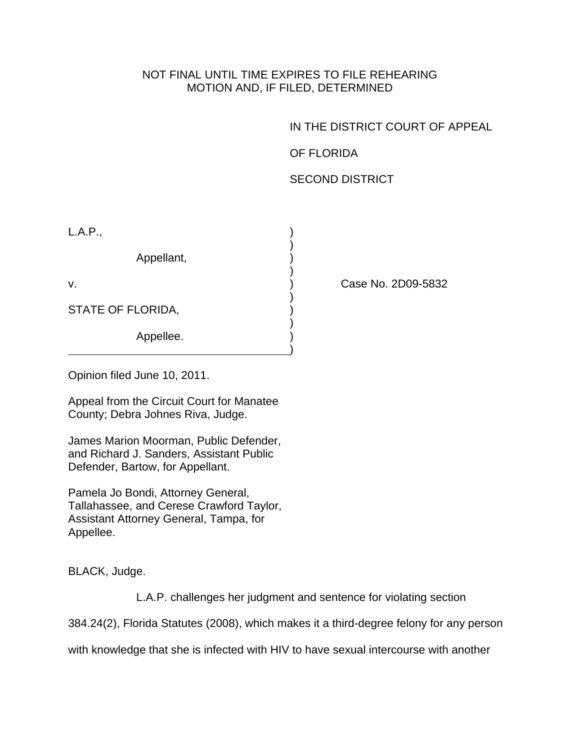NOT FINAL UNTIL TIME EXPIRES TO FILE REHEARING
MOTION AND, IF FILED, DETERMINED

IN THE DISTRICT COURT OF APPEAL

OF FLORIDA

SECOND DISTRICT

L.A.P.,

Appellant,

v. Case No. 2D09-5832

STATE OF FLORIDA,

Appellee.

Opinion filed June 10, 2011.

Appeal from the Circuit Court for Manatee County; Debra Johnes Riva, Judge.

James Marion Moorman, Public Defender, and Richard J. Sanders, Assistant Public Defender, Bartow, for Appellant.

Pamela Jo Bondi, Attorney General, Tallahassee, and Cerese Crawford Taylor, Assistant Attorney General, Tampa, for Appellee.

BLACK, Judge.

L.A.P. challenges her judgment and sentence for violating section 384.24(2), Florida Statutes (2008), which makes it a third-degree felony for any person with knowledge that she is infected with HIV to have sexual intercourse with another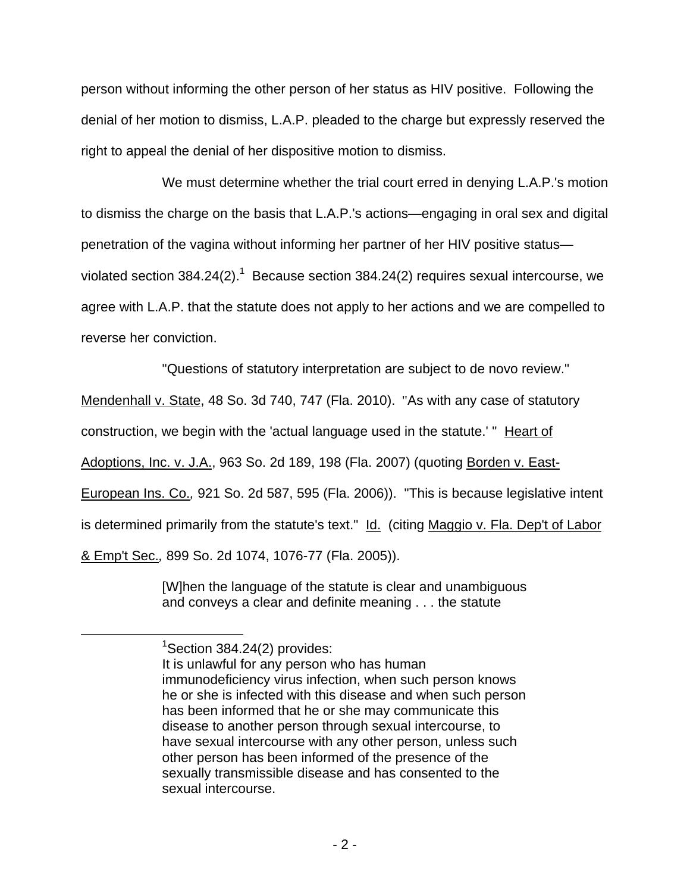person without informing the other person of her status as HIV positive. Following the denial of her motion to dismiss, L.A.P. pleaded to the charge but expressly reserved the right to appeal the denial of her dispositive motion to dismiss.

We must determine whether the trial court erred in denying L.A.P.'s motion to dismiss the charge on the basis that L.A.P.'s actions—engaging in oral sex and digital penetration of the vagina without informing her partner of her HIV positive status—violated section 384.24(2).[1] Because section 384.24(2) requires sexual intercourse, we agree with L.A.P. that the statute does not apply to her actions and we are compelled to reverse her conviction.

"Questions of statutory interpretation are subject to de novo review." Mendenhall v. State, 48 So. 3d 740, 747 (Fla. 2010). "As with any case of statutory construction, we begin with the 'actual language used in the statute.' " Heart of Adoptions, Inc. v. J.A., 963 So. 2d 189, 198 (Fla. 2007) (quoting Borden v. East-European Ins. Co., 921 So. 2d 587, 595 (Fla. 2006)). "This is because legislative intent is determined primarily from the statute's text." Id. (citing Maggio v. Fla. Dep't of Labor & Emp't Sec., 899 So. 2d 1074, 1076-77 (Fla. 2005)).

> [W]hen the language of the statute is clear and unambiguous and conveys a clear and definite meaning . . . the statute

---

[1] Section 384.24(2) provides:
It is unlawful for any person who has human immunodeficiency virus infection, when such person knows he or she is infected with this disease and when such person has been informed that he or she may communicate this disease to another person through sexual intercourse, to have sexual intercourse with any other person, unless such other person has been informed of the presence of the sexually transmissible disease and has consented to the sexual intercourse.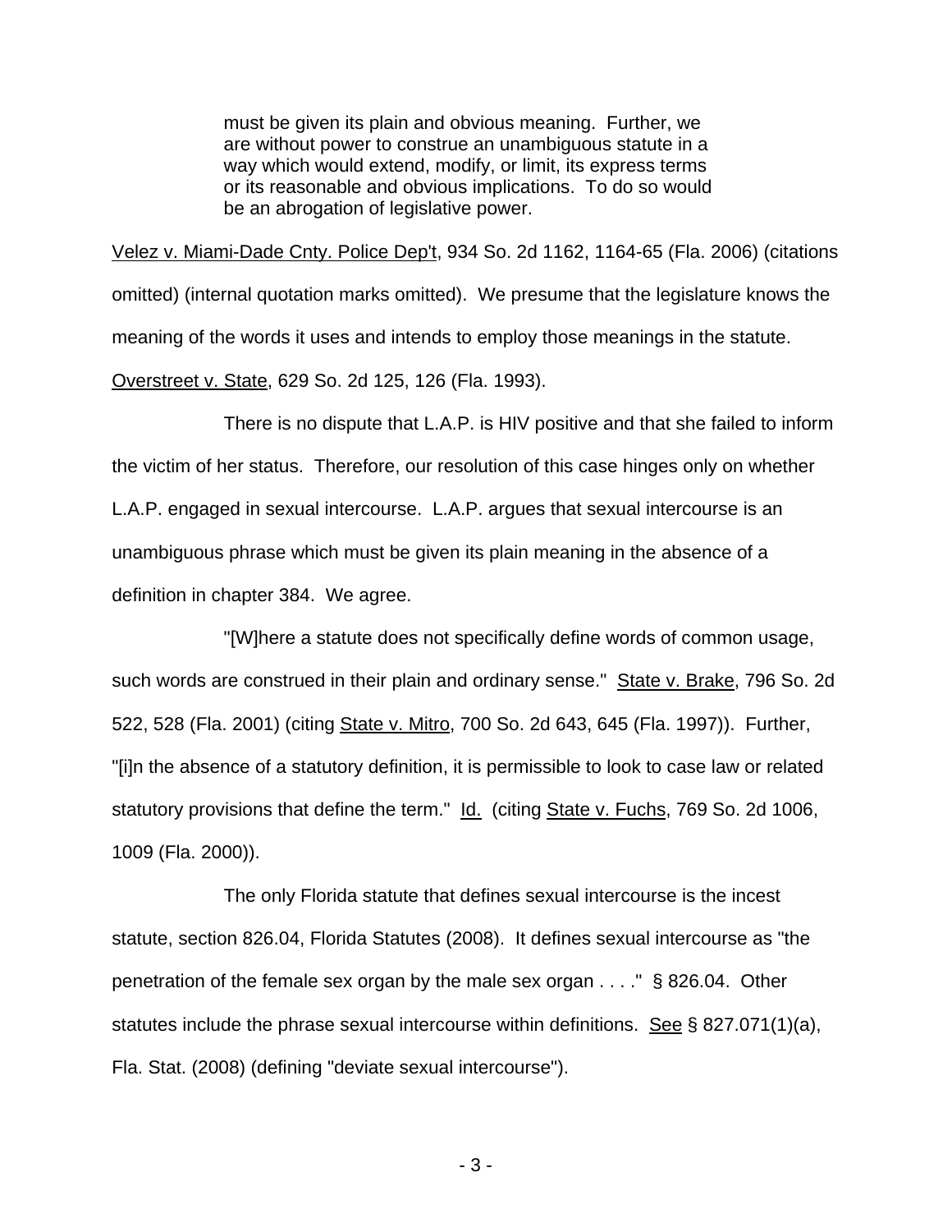> must be given its plain and obvious meaning. Further, we are without power to construe an unambiguous statute in a way which would extend, modify, or limit, its express terms or its reasonable and obvious implications. To do so would be an abrogation of legislative power.

Velez v. Miami-Dade Cnty. Police Dep't, 934 So. 2d 1162, 1164-65 (Fla. 2006) (citations omitted) (internal quotation marks omitted). We presume that the legislature knows the meaning of the words it uses and intends to employ those meanings in the statute. Overstreet v. State, 629 So. 2d 125, 126 (Fla. 1993).

There is no dispute that L.A.P. is HIV positive and that she failed to inform the victim of her status. Therefore, our resolution of this case hinges only on whether L.A.P. engaged in sexual intercourse. L.A.P. argues that sexual intercourse is an unambiguous phrase which must be given its plain meaning in the absence of a definition in chapter 384. We agree.

"[W]here a statute does not specifically define words of common usage, such words are construed in their plain and ordinary sense." State v. Brake, 796 So. 2d 522, 528 (Fla. 2001) (citing State v. Mitro, 700 So. 2d 643, 645 (Fla. 1997)). Further, "[i]n the absence of a statutory definition, it is permissible to look to case law or related statutory provisions that define the term." Id. (citing State v. Fuchs, 769 So. 2d 1006, 1009 (Fla. 2000)).

The only Florida statute that defines sexual intercourse is the incest statute, section 826.04, Florida Statutes (2008). It defines sexual intercourse as "the penetration of the female sex organ by the male sex organ . . . ." § 826.04. Other statutes include the phrase sexual intercourse within definitions. See § 827.071(1)(a), Fla. Stat. (2008) (defining "deviate sexual intercourse").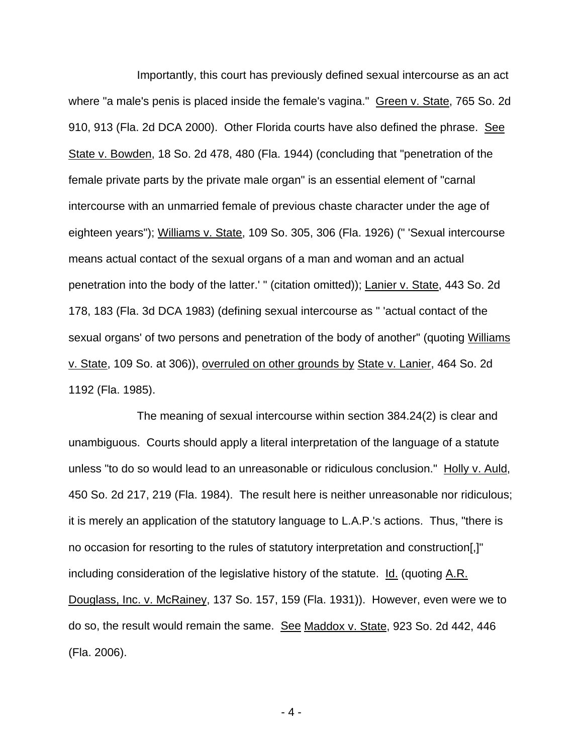Importantly, this court has previously defined sexual intercourse as an act where "a male's penis is placed inside the female's vagina." Green v. State, 765 So. 2d 910, 913 (Fla. 2d DCA 2000). Other Florida courts have also defined the phrase. See State v. Bowden, 18 So. 2d 478, 480 (Fla. 1944) (concluding that "penetration of the female private parts by the private male organ" is an essential element of "carnal intercourse with an unmarried female of previous chaste character under the age of eighteen years"); Williams v. State, 109 So. 305, 306 (Fla. 1926) (" 'Sexual intercourse means actual contact of the sexual organs of a man and woman and an actual penetration into the body of the latter.' " (citation omitted)); Lanier v. State, 443 So. 2d 178, 183 (Fla. 3d DCA 1983) (defining sexual intercourse as " 'actual contact of the sexual organs' of two persons and penetration of the body of another" (quoting Williams v. State, 109 So. at 306)), overruled on other grounds by State v. Lanier, 464 So. 2d 1192 (Fla. 1985).

The meaning of sexual intercourse within section 384.24(2) is clear and unambiguous. Courts should apply a literal interpretation of the language of a statute unless "to do so would lead to an unreasonable or ridiculous conclusion." Holly v. Auld, 450 So. 2d 217, 219 (Fla. 1984). The result here is neither unreasonable nor ridiculous; it is merely an application of the statutory language to L.A.P.'s actions. Thus, "there is no occasion for resorting to the rules of statutory interpretation and construction[,]" including consideration of the legislative history of the statute. Id. (quoting A.R. Douglass, Inc. v. McRainey, 137 So. 157, 159 (Fla. 1931)). However, even were we to do so, the result would remain the same. See Maddox v. State, 923 So. 2d 442, 446 (Fla. 2006).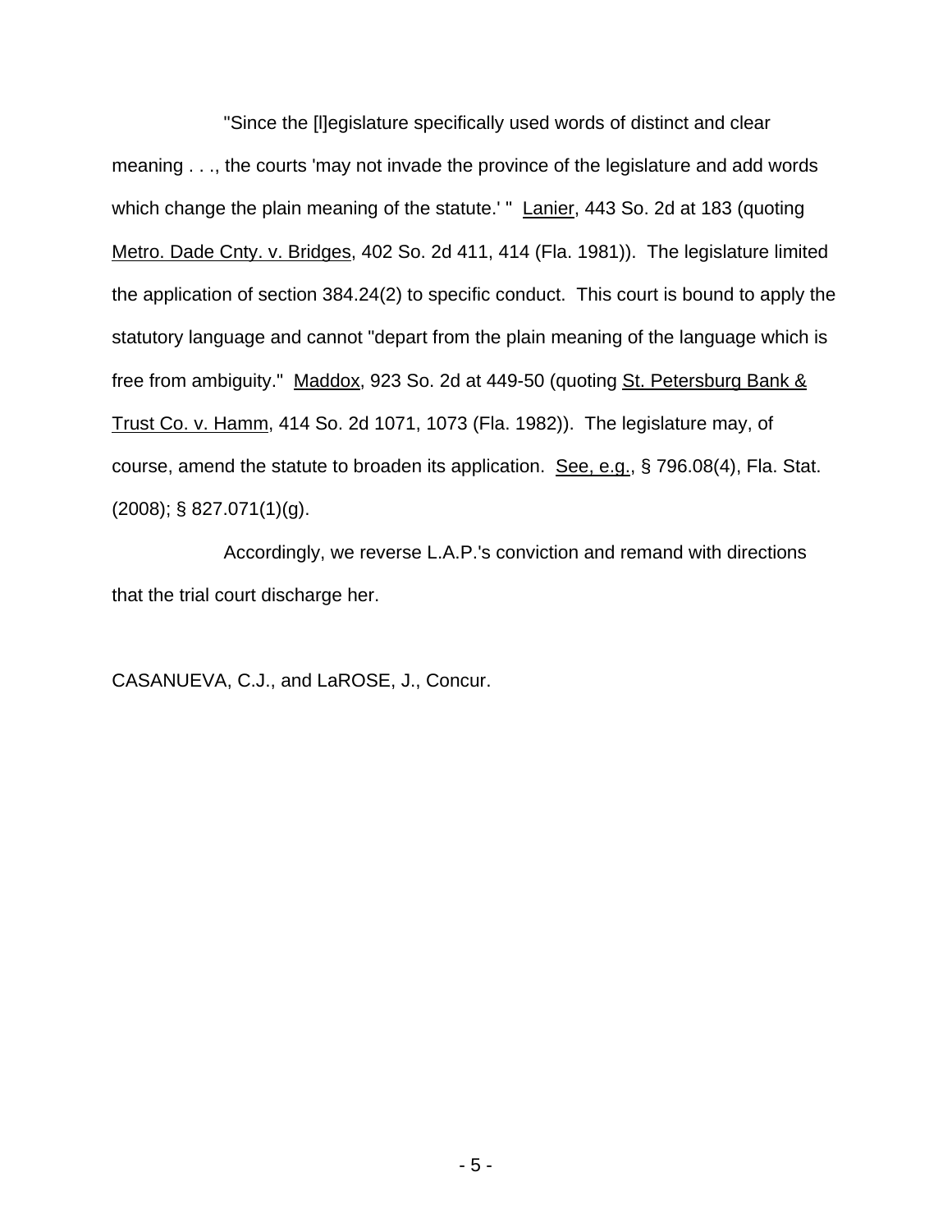"Since the [l]egislature specifically used words of distinct and clear meaning . . ., the courts 'may not invade the province of the legislature and add words which change the plain meaning of the statute.' " Lanier, 443 So. 2d at 183 (quoting Metro. Dade Cnty. v. Bridges, 402 So. 2d 411, 414 (Fla. 1981)). The legislature limited the application of section 384.24(2) to specific conduct. This court is bound to apply the statutory language and cannot "depart from the plain meaning of the language which is free from ambiguity." Maddox, 923 So. 2d at 449-50 (quoting St. Petersburg Bank & Trust Co. v. Hamm, 414 So. 2d 1071, 1073 (Fla. 1982)). The legislature may, of course, amend the statute to broaden its application. See, e.g., § 796.08(4), Fla. Stat. (2008); § 827.071(1)(g).

Accordingly, we reverse L.A.P.'s conviction and remand with directions that the trial court discharge her.

CASANUEVA, C.J., and LaROSE, J., Concur.